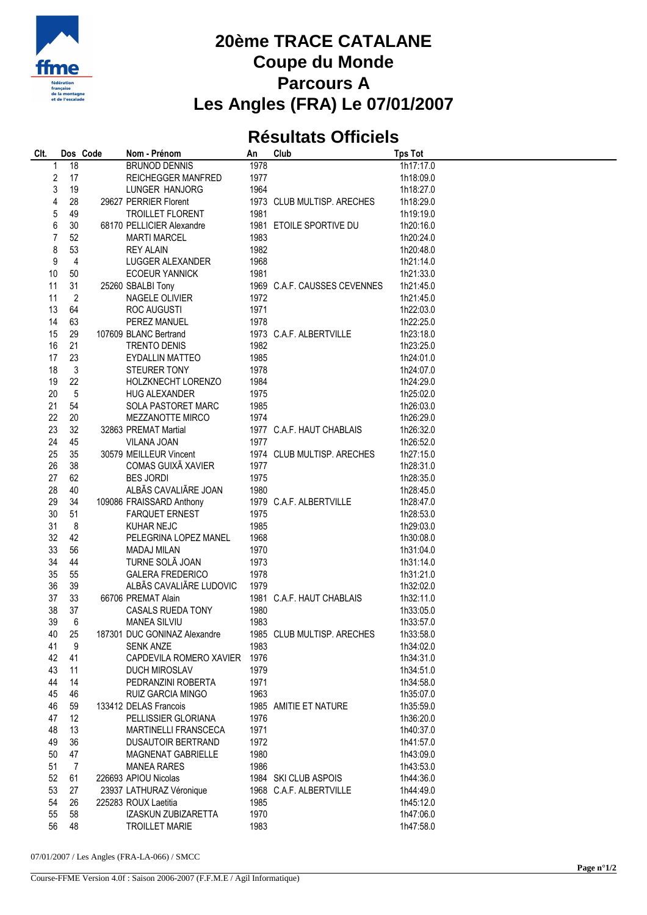# 20ème TRACE CATALANE
# Coupe du Monde
# Parcours A
# Les Angles (FRA) Le 07/01/2007

## Résultats Officiels

| Clt. | Dos | Code | Nom - Prénom | An | Club | Tps Tot |
|---|---|---|---|---|---|---|
| 1 | 18 | | BRUNOD DENNIS | 1978 | | 1h17:17.0 |
| 2 | 17 | | REICHEGGER MANFRED | 1977 | | 1h18:09.0 |
| 3 | 19 | | LUNGER HANJORG | 1964 | | 1h18:27.0 |
| 4 | 28 | 29627 | PERRIER Florent | 1973 | CLUB MULTISP. ARECHES | 1h18:29.0 |
| 5 | 49 | | TROILLET FLORENT | 1981 | | 1h19:19.0 |
| 6 | 30 | 68170 | PELLICIER Alexandre | 1981 | ETOILE SPORTIVE DU | 1h20:16.0 |
| 7 | 52 | | MARTI MARCEL | 1983 | | 1h20:24.0 |
| 8 | 53 | | REY ALAIN | 1982 | | 1h20:48.0 |
| 9 | 4 | | LUGGER ALEXANDER | 1968 | | 1h21:14.0 |
| 10 | 50 | | ECOEUR YANNICK | 1981 | | 1h21:33.0 |
| 11 | 31 | 25260 | SBALBI Tony | 1969 | C.A.F. CAUSSES CEVENNES | 1h21:45.0 |
| 11 | 2 | | NAGELE OLIVIER | 1972 | | 1h21:45.0 |
| 13 | 64 | | ROC AUGUSTI | 1971 | | 1h22:03.0 |
| 14 | 63 | | PEREZ MANUEL | 1978 | | 1h22:25.0 |
| 15 | 29 | 107609 | BLANC Bertrand | 1973 | C.A.F. ALBERTVILLE | 1h23:18.0 |
| 16 | 21 | | TRENTO DENIS | 1982 | | 1h23:25.0 |
| 17 | 23 | | EYDALLIN MATTEO | 1985 | | 1h24:01.0 |
| 18 | 3 | | STEURER TONY | 1978 | | 1h24:07.0 |
| 19 | 22 | | HOLZKNECHT LORENZO | 1984 | | 1h24:29.0 |
| 20 | 5 | | HUG ALEXANDER | 1975 | | 1h25:02.0 |
| 21 | 54 | | SOLA PASTORET MARC | 1985 | | 1h26:03.0 |
| 22 | 20 | | MEZZANOTTE MIRCO | 1974 | | 1h26:29.0 |
| 23 | 32 | 32863 | PREMAT Martial | 1977 | C.A.F. HAUT CHABLAIS | 1h26:32.0 |
| 24 | 45 | | VILANA JOAN | 1977 | | 1h26:52.0 |
| 25 | 35 | 30579 | MEILLEUR Vincent | 1974 | CLUB MULTISP. ARECHES | 1h27:15.0 |
| 26 | 38 | | COMAS GUIXÃ XAVIER | 1977 | | 1h28:31.0 |
| 27 | 62 | | BES JORDI | 1975 | | 1h28:35.0 |
| 28 | 40 | | ALBÃS CAVALIÃRE JOAN | 1980 | | 1h28:45.0 |
| 29 | 34 | 109086 | FRAISSARD Anthony | 1979 | C.A.F. ALBERTVILLE | 1h28:47.0 |
| 30 | 51 | | FARQUET ERNEST | 1975 | | 1h28:53.0 |
| 31 | 8 | | KUHAR NEJC | 1985 | | 1h29:03.0 |
| 32 | 42 | | PELEGRINA LOPEZ MANEL | 1968 | | 1h30:08.0 |
| 33 | 56 | | MADAJ MILAN | 1970 | | 1h31:04.0 |
| 34 | 44 | | TURNE SOLÃ JOAN | 1973 | | 1h31:14.0 |
| 35 | 55 | | GALERA FREDERICO | 1978 | | 1h31:21.0 |
| 36 | 39 | | ALBÃS CAVALIÃRE LUDOVIC | 1979 | | 1h32:02.0 |
| 37 | 33 | 66706 | PREMAT Alain | 1981 | C.A.F. HAUT CHABLAIS | 1h32:11.0 |
| 38 | 37 | | CASALS RUEDA TONY | 1980 | | 1h33:05.0 |
| 39 | 6 | | MANEA SILVIU | 1983 | | 1h33:57.0 |
| 40 | 25 | 187301 | DUC GONINAZ Alexandre | 1985 | CLUB MULTISP. ARECHES | 1h33:58.0 |
| 41 | 9 | | SENK ANZE | 1983 | | 1h34:02.0 |
| 42 | 41 | | CAPDEVILA ROMERO XAVIER | 1976 | | 1h34:31.0 |
| 43 | 11 | | DUCH MIROSLAV | 1979 | | 1h34:51.0 |
| 44 | 14 | | PEDRANZINI ROBERTA | 1971 | | 1h34:58.0 |
| 45 | 46 | | RUIZ GARCIA MINGO | 1963 | | 1h35:07.0 |
| 46 | 59 | 133412 | DELAS Francois | 1985 | AMITIE ET NATURE | 1h35:59.0 |
| 47 | 12 | | PELLISSIER GLORIANA | 1976 | | 1h36:20.0 |
| 48 | 13 | | MARTINELLI FRANSCECA | 1971 | | 1h40:37.0 |
| 49 | 36 | | DUSAUTOIR BERTRAND | 1972 | | 1h41:57.0 |
| 50 | 47 | | MAGNENAT GABRIELLE | 1980 | | 1h43:09.0 |
| 51 | 7 | | MANEA RARES | 1986 | | 1h43:53.0 |
| 52 | 61 | 226693 | APIOU Nicolas | 1984 | SKI CLUB ASPOIS | 1h44:36.0 |
| 53 | 27 | 23937 | LATHURAZ Véronique | 1968 | C.A.F. ALBERTVILLE | 1h44:49.0 |
| 54 | 26 | 225283 | ROUX Laetitia | 1985 | | 1h45:12.0 |
| 55 | 58 | | IZASKUN ZUBIZARETTA | 1970 | | 1h47:06.0 |
| 56 | 48 | | TROILLET MARIE | 1983 | | 1h47:58.0 |

07/01/2007 / Les Angles (FRA-LA-066) / SMCC

Course-FFME Version 4.0f : Saison 2006-2007 (F.F.M.E / Agil Informatique)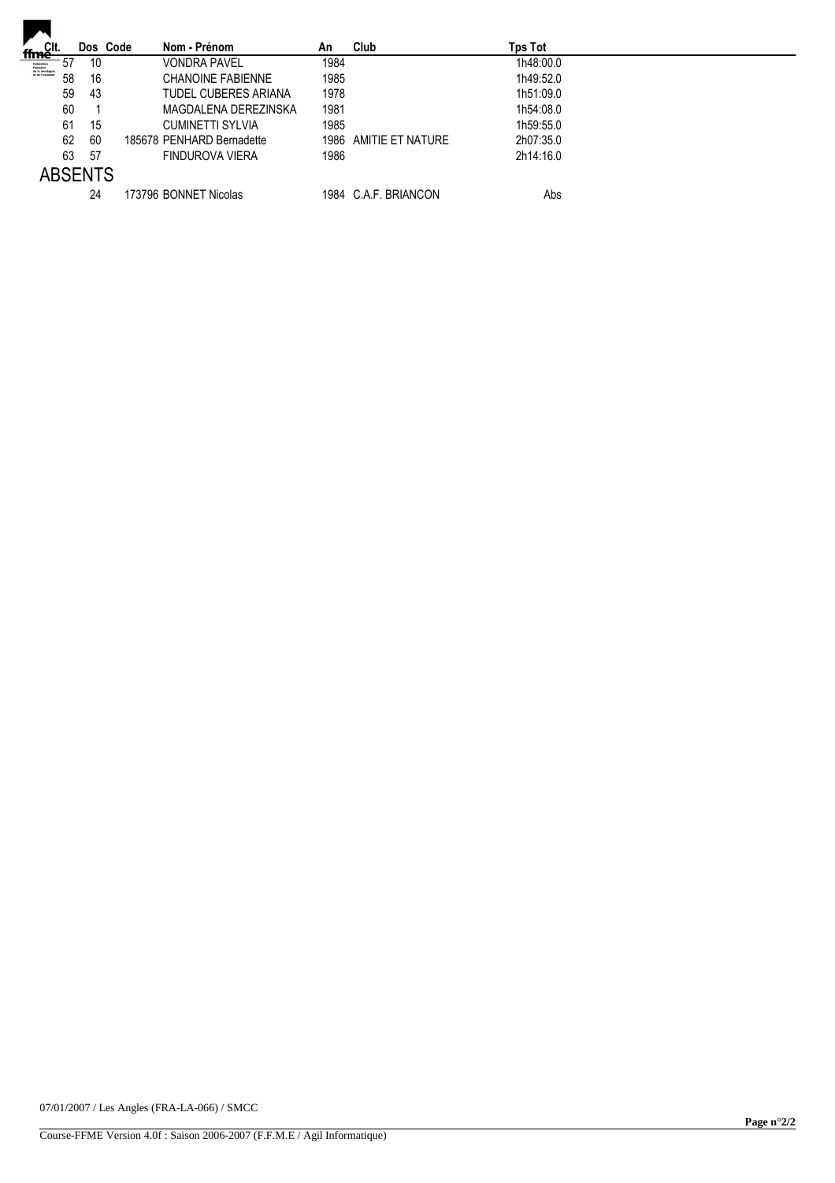| Clt. | Dos | Code | Nom - Prénom | An | Club | Tps Tot |
|---|---|---|---|---|---|---|
| 57 | 10 | | VONDRA PAVEL | 1984 | | 1h48:00.0 |
| 58 | 16 | | CHANOINE FABIENNE | 1985 | | 1h49:52.0 |
| 59 | 43 | | TUDEL CUBERES ARIANA | 1978 | | 1h51:09.0 |
| 60 | 1 | | MAGDALENA DEREZINSKA | 1981 | | 1h54:08.0 |
| 61 | 15 | | CUMINETTI SYLVIA | 1985 | | 1h59:55.0 |
| 62 | 60 | 185678 | PENHARD Bernadette | 1986 | AMITIE ET NATURE | 2h07:35.0 |
| 63 | 57 | | FINDUROVA VIERA | 1986 | | 2h14:16.0 |

## ABSENTS

| Clt. | Dos | Code | Nom - Prénom | An | Club | Tps Tot |
|---|---|---|---|---|---|---|
| | 24 | 173796 | BONNET Nicolas | 1984 | C.A.F. BRIANCON | Abs |

07/01/2007 / Les Angles (FRA-LA-066) / SMCC

Course-FFME Version 4.0f : Saison 2006-2007 (F.F.M.E / Agil Informatique)